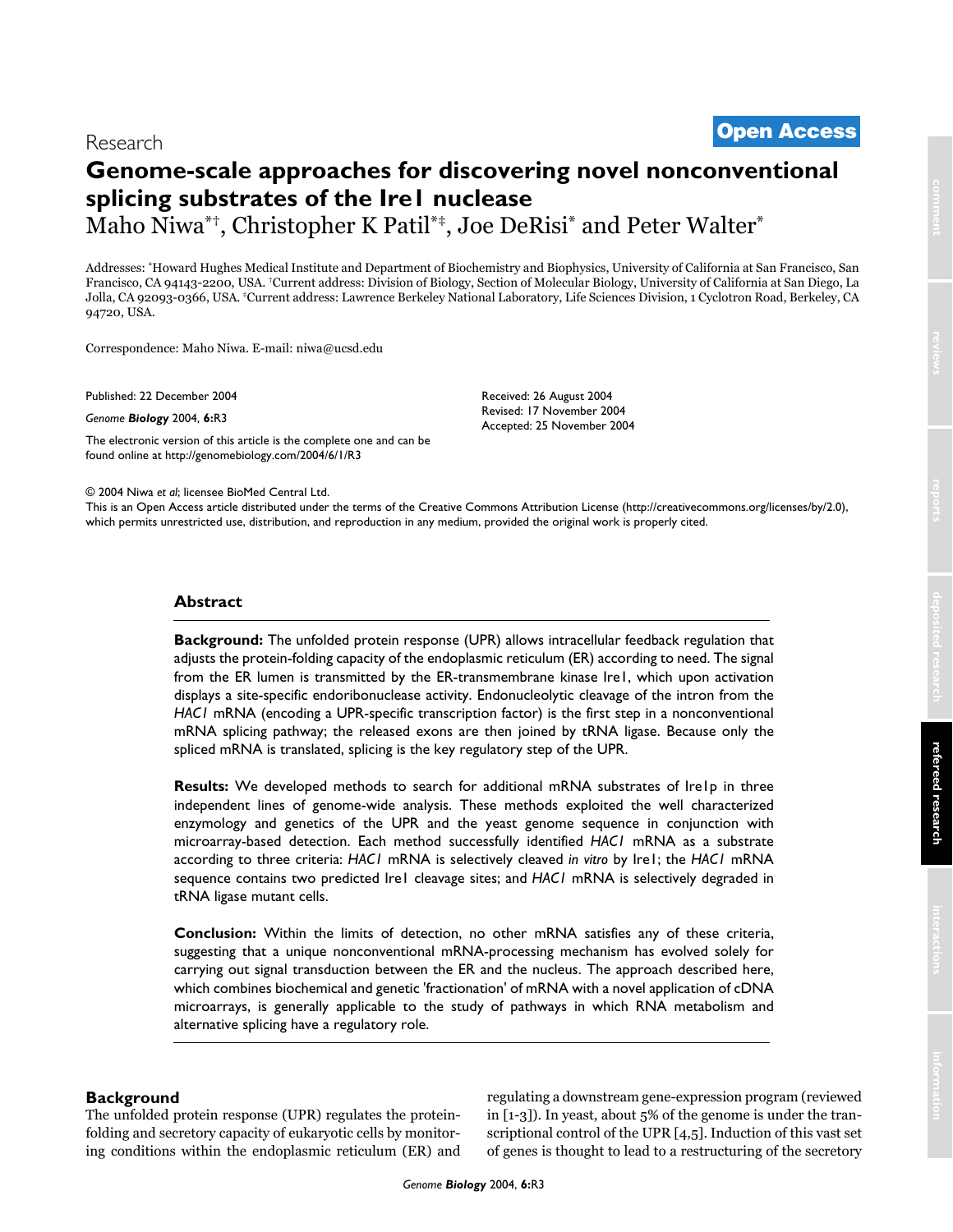Research

**Open Access**

# Genome-scale approaches for discovering novel nonconventional splicing substrates of the Ire1 nuclease

Maho Niwa[*†], Christopher K Patil[*‡], Joe DeRisi[*] and Peter Walter[*]

Addresses: [*]Howard Hughes Medical Institute and Department of Biochemistry and Biophysics, University of California at San Francisco, San Francisco, CA 94143-2200, USA. [†]Current address: Division of Biology, Section of Molecular Biology, University of California at San Diego, La Jolla, CA 92093-0366, USA. [‡]Current address: Lawrence Berkeley National Laboratory, Life Sciences Division, 1 Cyclotron Road, Berkeley, CA 94720, USA.

Correspondence: Maho Niwa. E-mail: niwa@ucsd.edu

Published: 22 December 2004

*Genome **Biology*** 2004, **6:**R3

The electronic version of this article is the complete one and can be found online at http://genomebiology.com/2004/6/1/R3

Received: 26 August 2004
Revised: 17 November 2004
Accepted: 25 November 2004

© 2004 Niwa *et al*; licensee BioMed Central Ltd.
This is an Open Access article distributed under the terms of the Creative Commons Attribution License (http://creativecommons.org/licenses/by/2.0), which permits unrestricted use, distribution, and reproduction in any medium, provided the original work is properly cited.

## Abstract

**Background:** The unfolded protein response (UPR) allows intracellular feedback regulation that adjusts the protein-folding capacity of the endoplasmic reticulum (ER) according to need. The signal from the ER lumen is transmitted by the ER-transmembrane kinase Ire1, which upon activation displays a site-specific endoribonuclease activity. Endonucleolytic cleavage of the intron from the *HAC1* mRNA (encoding a UPR-specific transcription factor) is the first step in a nonconventional mRNA splicing pathway; the released exons are then joined by tRNA ligase. Because only the spliced mRNA is translated, splicing is the key regulatory step of the UPR.

**Results:** We developed methods to search for additional mRNA substrates of Ire1p in three independent lines of genome-wide analysis. These methods exploited the well characterized enzymology and genetics of the UPR and the yeast genome sequence in conjunction with microarray-based detection. Each method successfully identified *HAC1* mRNA as a substrate according to three criteria: *HAC1* mRNA is selectively cleaved *in vitro* by Ire1; the *HAC1* mRNA sequence contains two predicted Ire1 cleavage sites; and *HAC1* mRNA is selectively degraded in tRNA ligase mutant cells.

**Conclusion:** Within the limits of detection, no other mRNA satisfies any of these criteria, suggesting that a unique nonconventional mRNA-processing mechanism has evolved solely for carrying out signal transduction between the ER and the nucleus. The approach described here, which combines biochemical and genetic 'fractionation' of mRNA with a novel application of cDNA microarrays, is generally applicable to the study of pathways in which RNA metabolism and alternative splicing have a regulatory role.

## Background

The unfolded protein response (UPR) regulates the protein-folding and secretory capacity of eukaryotic cells by monitoring conditions within the endoplasmic reticulum (ER) and regulating a downstream gene-expression program (reviewed in [1-3]). In yeast, about 5% of the genome is under the transcriptional control of the UPR [4,5]. Induction of this vast set of genes is thought to lead to a restructuring of the secretory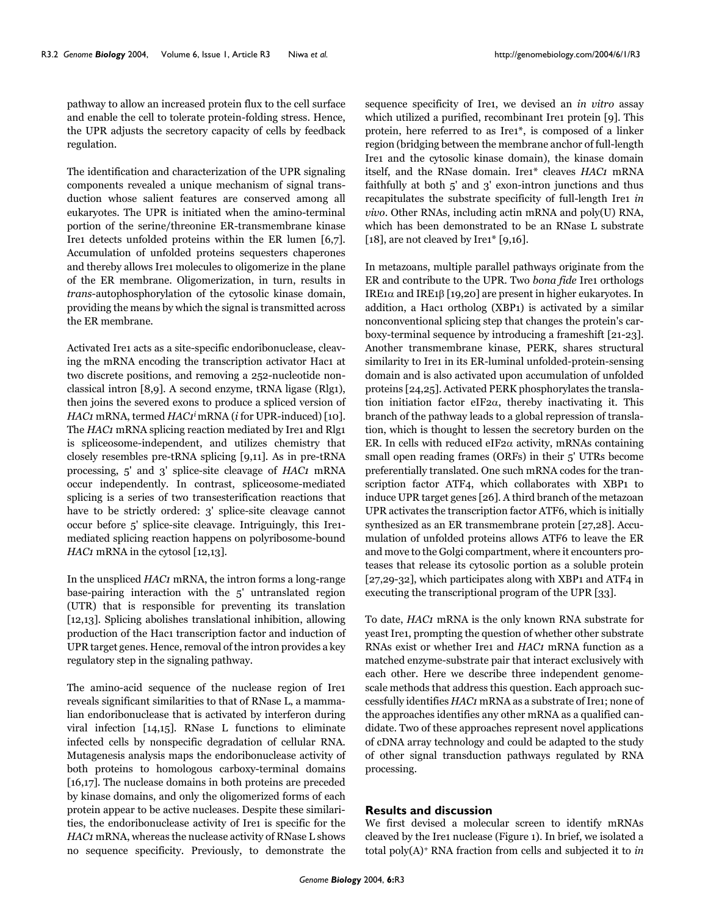pathway to allow an increased protein flux to the cell surface and enable the cell to tolerate protein-folding stress. Hence, the UPR adjusts the secretory capacity of cells by feedback regulation.

The identification and characterization of the UPR signaling components revealed a unique mechanism of signal transduction whose salient features are conserved among all eukaryotes. The UPR is initiated when the amino-terminal portion of the serine/threonine ER-transmembrane kinase Ire1 detects unfolded proteins within the ER lumen [6,7]. Accumulation of unfolded proteins sequesters chaperones and thereby allows Ire1 molecules to oligomerize in the plane of the ER membrane. Oligomerization, in turn, results in *trans*-autophosphorylation of the cytosolic kinase domain, providing the means by which the signal is transmitted across the ER membrane.

Activated Ire1 acts as a site-specific endoribonuclease, cleaving the mRNA encoding the transcription activator Hac1 at two discrete positions, and removing a 252-nucleotide nonclassical intron [8,9]. A second enzyme, tRNA ligase (Rlg1), then joins the severed exons to produce a spliced version of *HAC1* mRNA, termed *HAC1$^i$* mRNA (*i* for UPR-induced) [10]. The *HAC1* mRNA splicing reaction mediated by Ire1 and Rlg1 is spliceosome-independent, and utilizes chemistry that closely resembles pre-tRNA splicing [9,11]. As in pre-tRNA processing, 5' and 3' splice-site cleavage of *HAC1* mRNA occur independently. In contrast, spliceosome-mediated splicing is a series of two transesterification reactions that have to be strictly ordered: 3' splice-site cleavage cannot occur before 5' splice-site cleavage. Intriguingly, this Ire1-mediated splicing reaction happens on polyribosome-bound *HAC1* mRNA in the cytosol [12,13].

In the unspliced *HAC1* mRNA, the intron forms a long-range base-pairing interaction with the 5' untranslated region (UTR) that is responsible for preventing its translation [12,13]. Splicing abolishes translational inhibition, allowing production of the Hac1 transcription factor and induction of UPR target genes. Hence, removal of the intron provides a key regulatory step in the signaling pathway.

The amino-acid sequence of the nuclease region of Ire1 reveals significant similarities to that of RNase L, a mammalian endoribonuclease that is activated by interferon during viral infection [14,15]. RNase L functions to eliminate infected cells by nonspecific degradation of cellular RNA. Mutagenesis analysis maps the endoribonuclease activity of both proteins to homologous carboxy-terminal domains [16,17]. The nuclease domains in both proteins are preceded by kinase domains, and only the oligomerized forms of each protein appear to be active nucleases. Despite these similarities, the endoribonuclease activity of Ire1 is specific for the *HAC1* mRNA, whereas the nuclease activity of RNase L shows no sequence specificity. Previously, to demonstrate the sequence specificity of Ire1, we devised an *in vitro* assay which utilized a purified, recombinant Ire1 protein [9]. This protein, here referred to as Ire1*, is composed of a linker region (bridging between the membrane anchor of full-length Ire1 and the cytosolic kinase domain), the kinase domain itself, and the RNase domain. Ire1* cleaves *HAC1* mRNA faithfully at both 5' and 3' exon-intron junctions and thus recapitulates the substrate specificity of full-length Ire1 *in vivo*. Other RNAs, including actin mRNA and poly(U) RNA, which has been demonstrated to be an RNase L substrate [18], are not cleaved by Ire1* [9,16].

In metazoans, multiple parallel pathways originate from the ER and contribute to the UPR. Two *bona fide* Ire1 orthologs IRE1$\alpha$ and IRE1$\beta$ [19,20] are present in higher eukaryotes. In addition, a Hac1 ortholog (XBP1) is activated by a similar nonconventional splicing step that changes the protein's carboxy-terminal sequence by introducing a frameshift [21-23]. Another transmembrane kinase, PERK, shares structural similarity to Ire1 in its ER-luminal unfolded-protein-sensing domain and is also activated upon accumulation of unfolded proteins [24,25]. Activated PERK phosphorylates the translation initiation factor eIF2$\alpha$, thereby inactivating it. This branch of the pathway leads to a global repression of translation, which is thought to lessen the secretory burden on the ER. In cells with reduced eIF2$\alpha$ activity, mRNAs containing small open reading frames (ORFs) in their 5' UTRs become preferentially translated. One such mRNA codes for the transcription factor ATF4, which collaborates with XBP1 to induce UPR target genes [26]. A third branch of the metazoan UPR activates the transcription factor ATF6, which is initially synthesized as an ER transmembrane protein [27,28]. Accumulation of unfolded proteins allows ATF6 to leave the ER and move to the Golgi compartment, where it encounters proteases that release its cytosolic portion as a soluble protein [27,29-32], which participates along with XBP1 and ATF4 in executing the transcriptional program of the UPR [33].

To date, *HAC1* mRNA is the only known RNA substrate for yeast Ire1, prompting the question of whether other substrate RNAs exist or whether Ire1 and *HAC1* mRNA function as a matched enzyme-substrate pair that interact exclusively with each other. Here we describe three independent genome-scale methods that address this question. Each approach successfully identifies *HAC1* mRNA as a substrate of Ire1; none of the approaches identifies any other mRNA as a qualified candidate. Two of these approaches represent novel applications of cDNA array technology and could be adapted to the study of other signal transduction pathways regulated by RNA processing.

## Results and discussion

We first devised a molecular screen to identify mRNAs cleaved by the Ire1 nuclease (Figure 1). In brief, we isolated a total poly(A)$^+$ RNA fraction from cells and subjected it to *in*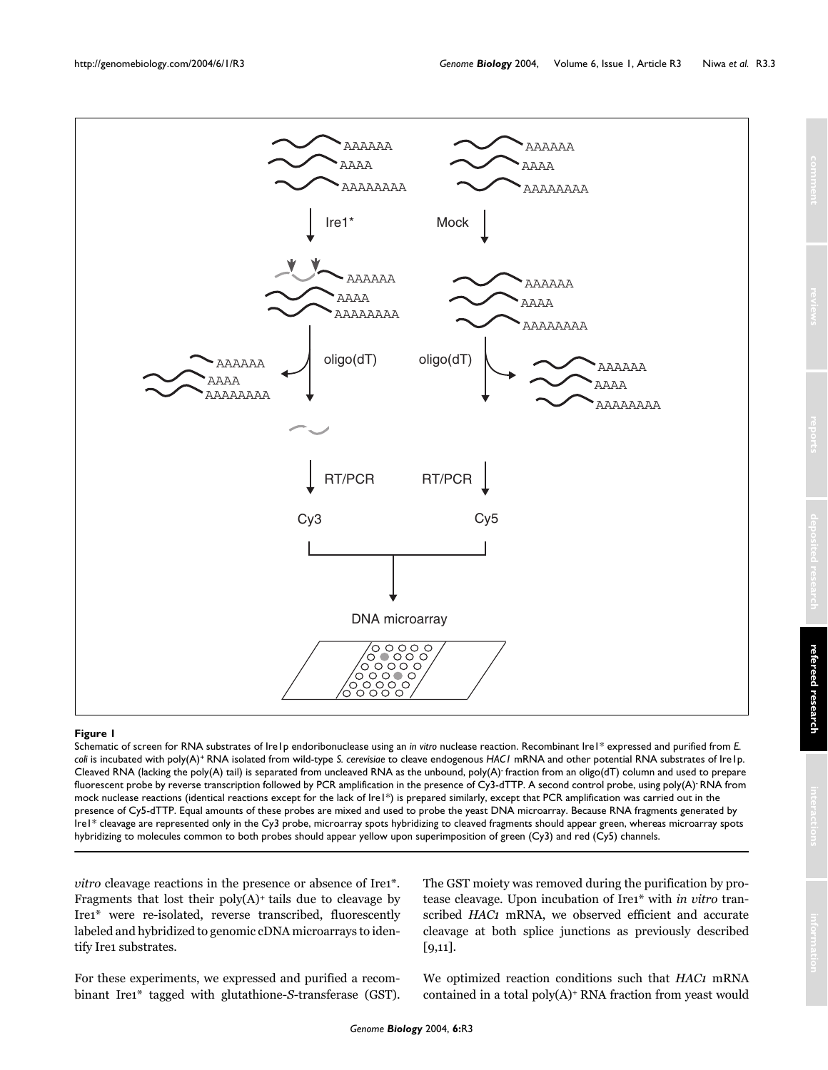**Figure 1**

Schematic of screen for RNA substrates of Ire1p endoribonuclease using an *in vitro* nuclease reaction. Recombinant Ire1* expressed and purified from *E. coli* is incubated with poly(A)[+] RNA isolated from wild-type *S. cerevisiae* to cleave endogenous *HAC1* mRNA and other potential RNA substrates of Ire1p. Cleaved RNA (lacking the poly(A) tail) is separated from uncleaved RNA as the unbound, poly(A)[-] fraction from an oligo(dT) column and used to prepare fluorescent probe by reverse transcription followed by PCR amplification in the presence of Cy3-dTTP. A second control probe, using poly(A)[-] RNA from mock nuclease reactions (identical reactions except for the lack of Ire1*) is prepared similarly, except that PCR amplification was carried out in the presence of Cy5-dTTP. Equal amounts of these probes are mixed and used to probe the yeast DNA microarray. Because RNA fragments generated by Ire1* cleavage are represented only in the Cy3 probe, microarray spots hybridizing to cleaved fragments should appear green, whereas microarray spots hybridizing to molecules common to both probes should appear yellow upon superimposition of green (Cy3) and red (Cy5) channels.

*vitro* cleavage reactions in the presence or absence of Ire1*. Fragments that lost their poly(A)[+] tails due to cleavage by Ire1* were re-isolated, reverse transcribed, fluorescently labeled and hybridized to genomic cDNA microarrays to identify Ire1 substrates.

For these experiments, we expressed and purified a recombinant Ire1* tagged with glutathione-*S*-transferase (GST). The GST moiety was removed during the purification by protease cleavage. Upon incubation of Ire1* with *in vitro* transcribed *HAC1* mRNA, we observed efficient and accurate cleavage at both splice junctions as previously described [9,11].

We optimized reaction conditions such that *HAC1* mRNA contained in a total poly(A)[+] RNA fraction from yeast would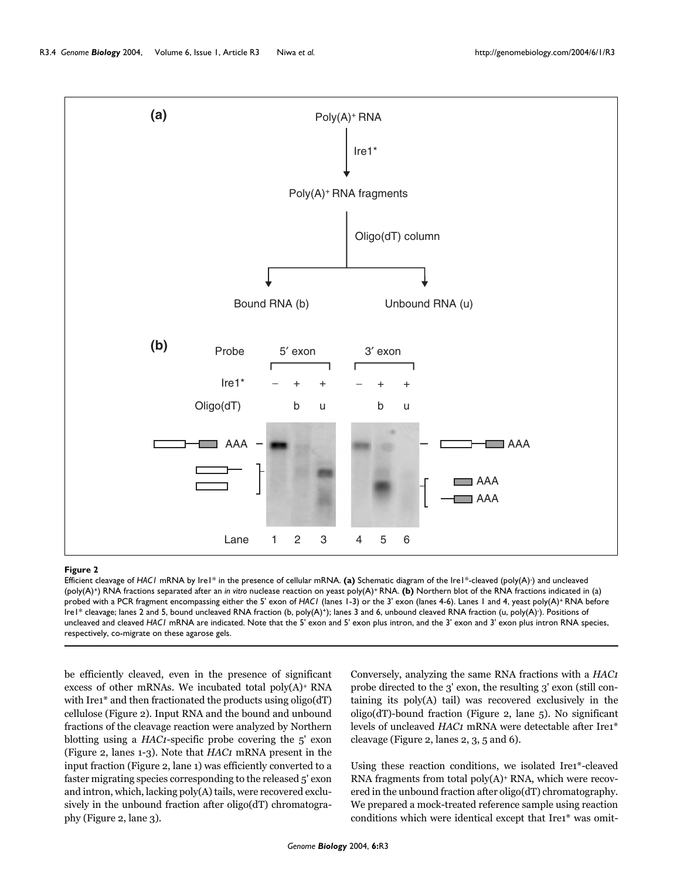**Figure 2**

Efficient cleavage of *HAC1* mRNA by Ire1* in the presence of cellular mRNA. **(a)** Schematic diagram of the Ire1*-cleaved (poly(A)-) and uncleaved (poly(A)+) RNA fractions separated after an *in vitro* nuclease reaction on yeast poly(A)+ RNA. **(b)** Northern blot of the RNA fractions indicated in (a) probed with a PCR fragment encompassing either the 5' exon of *HAC1* (lanes 1-3) or the 3' exon (lanes 4-6). Lanes 1 and 4, yeast poly(A)+ RNA before Ire1* cleavage; lanes 2 and 5, bound uncleaved RNA fraction (b, poly(A)+); lanes 3 and 6, unbound cleaved RNA fraction (u, poly(A)-). Positions of uncleaved and cleaved *HAC1* mRNA are indicated. Note that the 5' exon and 5' exon plus intron, and the 3' exon and 3' exon plus intron RNA species, respectively, co-migrate on these agarose gels.

be efficiently cleaved, even in the presence of significant excess of other mRNAs. We incubated total poly(A)+ RNA with Ire1* and then fractionated the products using oligo(dT) cellulose (Figure 2). Input RNA and the bound and unbound fractions of the cleavage reaction were analyzed by Northern blotting using a *HAC1*-specific probe covering the 5' exon (Figure 2, lanes 1-3). Note that *HAC1* mRNA present in the input fraction (Figure 2, lane 1) was efficiently converted to a faster migrating species corresponding to the released 5' exon and intron, which, lacking poly(A) tails, were recovered exclusively in the unbound fraction after oligo(dT) chromatography (Figure 2, lane 3).

Conversely, analyzing the same RNA fractions with a *HAC1* probe directed to the 3' exon, the resulting 3' exon (still containing its poly(A) tail) was recovered exclusively in the oligo(dT)-bound fraction (Figure 2, lane 5). No significant levels of uncleaved *HAC1* mRNA were detectable after Ire1* cleavage (Figure 2, lanes 2, 3, 5 and 6).

Using these reaction conditions, we isolated Ire1*-cleaved RNA fragments from total poly(A)+ RNA, which were recovered in the unbound fraction after oligo(dT) chromatography. We prepared a mock-treated reference sample using reaction conditions which were identical except that Ire1* was omit-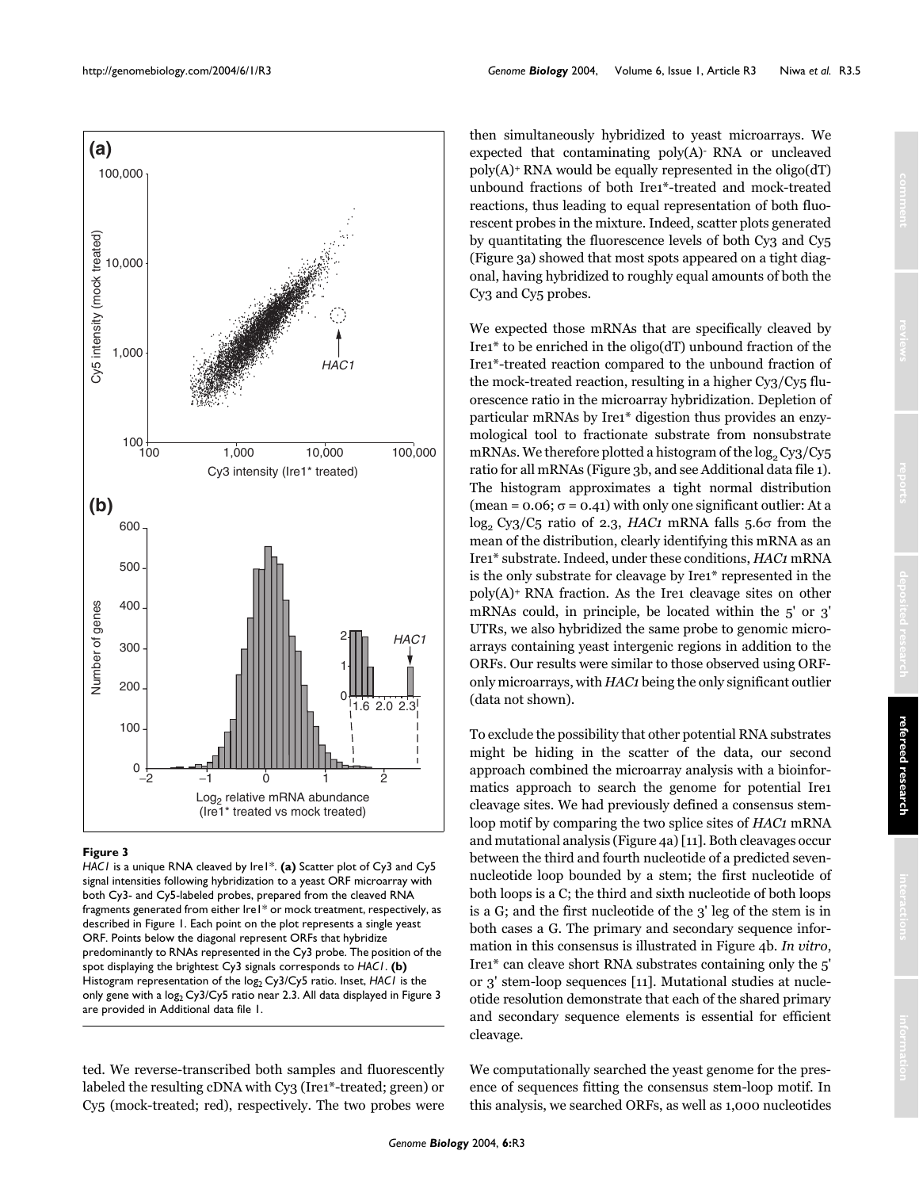**Figure 3**

*HAC1* is a unique RNA cleaved by Ire1*. **(a)** Scatter plot of Cy3 and Cy5 signal intensities following hybridization to a yeast ORF microarray with both Cy3- and Cy5-labeled probes, prepared from the cleaved RNA fragments generated from either Ire1* or mock treatment, respectively, as described in Figure 1. Each point on the plot represents a single yeast ORF. Points below the diagonal represent ORFs that hybridize predominantly to RNAs represented in the Cy3 probe. The position of the spot displaying the brightest Cy3 signals corresponds to *HAC1*. **(b)** Histogram representation of the $\log_2$ Cy3/Cy5 ratio. Inset, *HAC1* is the only gene with a $\log_2$ Cy3/Cy5 ratio near 2.3. All data displayed in Figure 3 are provided in Additional data file 1.

ted. We reverse-transcribed both samples and fluorescently labeled the resulting cDNA with Cy3 (Ire1*-treated; green) or Cy5 (mock-treated; red), respectively. The two probes were then simultaneously hybridized to yeast microarrays. We expected that contaminating $poly(A)^-$ RNA or uncleaved $poly(A)^+$ RNA would be equally represented in the oligo(dT) unbound fractions of both Ire1*-treated and mock-treated reactions, thus leading to equal representation of both fluorescent probes in the mixture. Indeed, scatter plots generated by quantitating the fluorescence levels of both Cy3 and Cy5 (Figure 3a) showed that most spots appeared on a tight diagonal, having hybridized to roughly equal amounts of both the Cy3 and Cy5 probes.

We expected those mRNAs that are specifically cleaved by Ire1* to be enriched in the oligo(dT) unbound fraction of the Ire1*-treated reaction compared to the unbound fraction of the mock-treated reaction, resulting in a higher Cy3/Cy5 fluorescence ratio in the microarray hybridization. Depletion of particular mRNAs by Ire1* digestion thus provides an enzymological tool to fractionate substrate from nonsubstrate mRNAs. We therefore plotted a histogram of the $\log_2$ Cy3/Cy5 ratio for all mRNAs (Figure 3b, and see Additional data file 1). The histogram approximates a tight normal distribution (mean = 0.06; $\sigma$ = 0.41) with only one significant outlier: At a $\log_2$ Cy3/C5 ratio of 2.3, *HAC1* mRNA falls 5.6$\sigma$ from the mean of the distribution, clearly identifying this mRNA as an Ire1* substrate. Indeed, under these conditions, *HAC1* mRNA is the only substrate for cleavage by Ire1* represented in the $poly(A)^+$ RNA fraction. As the Ire1 cleavage sites on other mRNAs could, in principle, be located within the 5' or 3' UTRs, we also hybridized the same probe to genomic microarrays containing yeast intergenic regions in addition to the ORFs. Our results were similar to those observed using ORF-only microarrays, with *HAC1* being the only significant outlier (data not shown).

To exclude the possibility that other potential RNA substrates might be hiding in the scatter of the data, our second approach combined the microarray analysis with a bioinformatics approach to search the genome for potential Ire1 cleavage sites. We had previously defined a consensus stem-loop motif by comparing the two splice sites of *HAC1* mRNA and mutational analysis (Figure 4a) [11]. Both cleavages occur between the third and fourth nucleotide of a predicted seven-nucleotide loop bounded by a stem; the first nucleotide of both loops is a C; the third and sixth nucleotide of both loops is a G; and the first nucleotide of the 3' leg of the stem is in both cases a G. The primary and secondary sequence information in this consensus is illustrated in Figure 4b. *In vitro*, Ire1* can cleave short RNA substrates containing only the 5' or 3' stem-loop sequences [11]. Mutational studies at nucleotide resolution demonstrate that each of the shared primary and secondary sequence elements is essential for efficient cleavage.

We computationally searched the yeast genome for the presence of sequences fitting the consensus stem-loop motif. In this analysis, we searched ORFs, as well as 1,000 nucleotides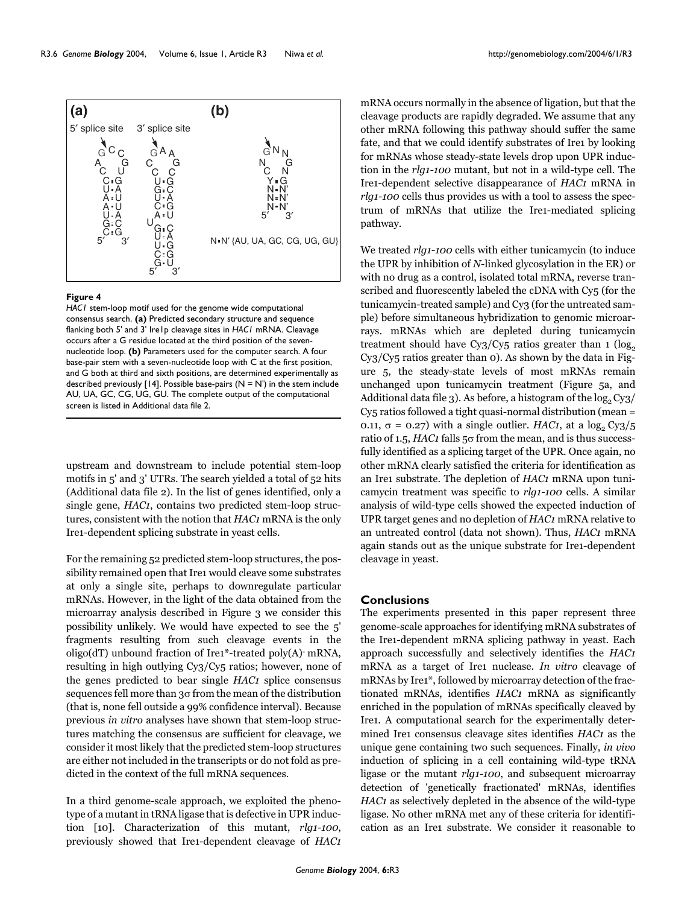**Figure 4**

*HAC1* stem-loop motif used for the genome wide computational consensus search. **(a)** Predicted secondary structure and sequence flanking both 5' and 3' Ire1p cleavage sites in *HAC1* mRNA. Cleavage occurs after a G residue located at the third position of the seven-nucleotide loop. **(b)** Parameters used for the computer search. A four base-pair stem with a seven-nucleotide loop with C at the first position, and G both at third and sixth positions, are determined experimentally as described previously [14]. Possible base-pairs (N = N') in the stem include AU, UA, GC, CG, UG, GU. The complete output of the computational screen is listed in Additional data file 2.

upstream and downstream to include potential stem-loop motifs in 5' and 3' UTRs. The search yielded a total of 52 hits (Additional data file 2). In the list of genes identified, only a single gene, *HAC1*, contains two predicted stem-loop structures, consistent with the notion that *HAC1* mRNA is the only Ire1-dependent splicing substrate in yeast cells.

For the remaining 52 predicted stem-loop structures, the possibility remained open that Ire1 would cleave some substrates at only a single site, perhaps to downregulate particular mRNAs. However, in the light of the data obtained from the microarray analysis described in Figure 3 we consider this possibility unlikely. We would have expected to see the 5' fragments resulting from such cleavage events in the oligo(dT) unbound fraction of Ire1*-treated poly(A)- mRNA, resulting in high outlying Cy3/Cy5 ratios; however, none of the genes predicted to bear single *HAC1* splice consensus sequences fell more than 3σ from the mean of the distribution (that is, none fell outside a 99% confidence interval). Because previous *in vitro* analyses have shown that stem-loop structures matching the consensus are sufficient for cleavage, we consider it most likely that the predicted stem-loop structures are either not included in the transcripts or do not fold as predicted in the context of the full mRNA sequences.

In a third genome-scale approach, we exploited the phenotype of a mutant in tRNA ligase that is defective in UPR induction [10]. Characterization of this mutant, *rlg1-100*, previously showed that Ire1-dependent cleavage of *HAC1* mRNA occurs normally in the absence of ligation, but that the cleavage products are rapidly degraded. We assume that any other mRNA following this pathway should suffer the same fate, and that we could identify substrates of Ire1 by looking for mRNAs whose steady-state levels drop upon UPR induction in the *rlg1-100* mutant, but not in a wild-type cell. The Ire1-dependent selective disappearance of *HAC1* mRNA in *rlg1-100* cells thus provides us with a tool to assess the spectrum of mRNAs that utilize the Ire1-mediated splicing pathway.

We treated *rlg1-100* cells with either tunicamycin (to induce the UPR by inhibition of *N*-linked glycosylation in the ER) or with no drug as a control, isolated total mRNA, reverse transcribed and fluorescently labeled the cDNA with Cy5 (for the tunicamycin-treated sample) and Cy3 (for the untreated sample) before simultaneous hybridization to genomic microarrays. mRNAs which are depleted during tunicamycin treatment should have Cy3/Cy5 ratios greater than 1 ($\log_2$ Cy3/Cy5 ratios greater than 0). As shown by the data in Figure 5, the steady-state levels of most mRNAs remain unchanged upon tunicamycin treatment (Figure 5a, and Additional data file 3). As before, a histogram of the $\log_2$ Cy3/Cy5 ratios followed a tight quasi-normal distribution (mean = 0.11, σ = 0.27) with a single outlier. *HAC1*, at a $\log_2$ Cy3/5 ratio of 1.5, *HAC1* falls 5σ from the mean, and is thus successfully identified as a splicing target of the UPR. Once again, no other mRNA clearly satisfied the criteria for identification as an Ire1 substrate. The depletion of *HAC1* mRNA upon tunicamycin treatment was specific to *rlg1-100* cells. A similar analysis of wild-type cells showed the expected induction of UPR target genes and no depletion of *HAC1* mRNA relative to an untreated control (data not shown). Thus, *HAC1* mRNA again stands out as the unique substrate for Ire1-dependent cleavage in yeast.

## Conclusions

The experiments presented in this paper represent three genome-scale approaches for identifying mRNA substrates of the Ire1-dependent mRNA splicing pathway in yeast. Each approach successfully and selectively identifies the *HAC1* mRNA as a target of Ire1 nuclease. *In vitro* cleavage of mRNAs by Ire1*, followed by microarray detection of the fractionated mRNAs, identifies *HAC1* mRNA as significantly enriched in the population of mRNAs specifically cleaved by Ire1. A computational search for the experimentally determined Ire1 consensus cleavage sites identifies *HAC1* as the unique gene containing two such sequences. Finally, *in vivo* induction of splicing in a cell containing wild-type tRNA ligase or the mutant *rlg1-100*, and subsequent microarray detection of 'genetically fractionated' mRNAs, identifies *HAC1* as selectively depleted in the absence of the wild-type ligase. No other mRNA met any of these criteria for identification as an Ire1 substrate. We consider it reasonable to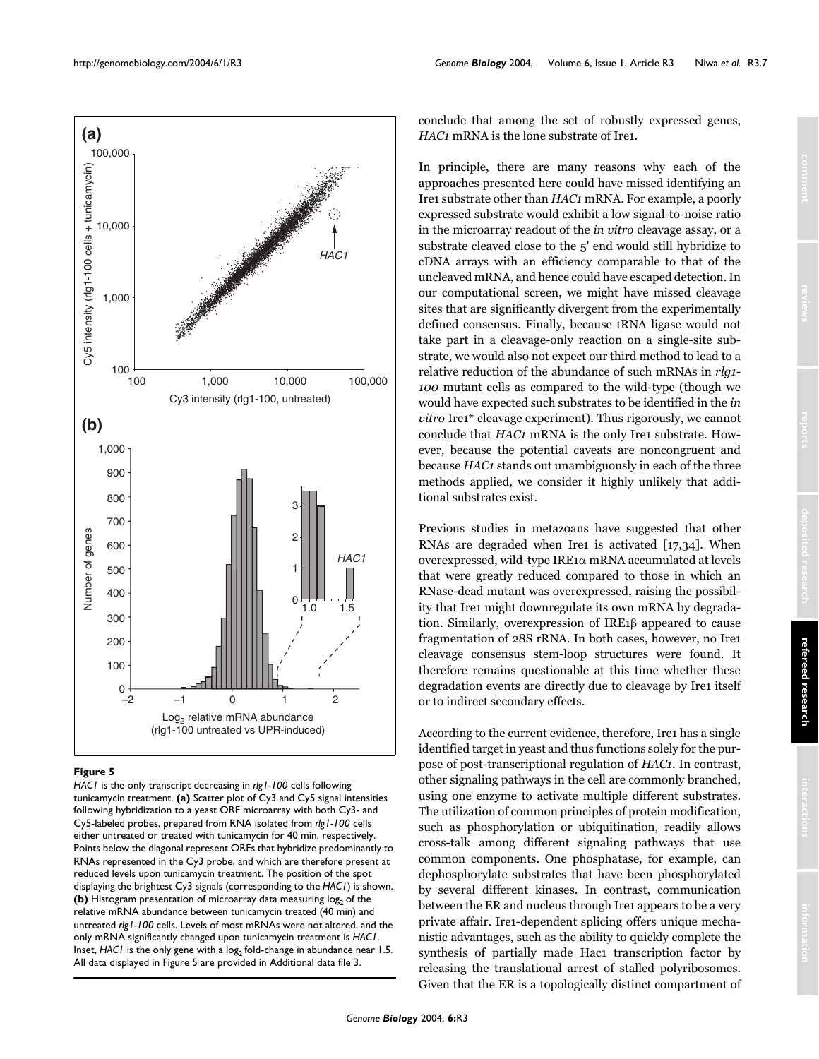**Figure 5**

*HAC1* is the only transcript decreasing in *rlg1-100* cells following tunicamycin treatment. **(a)** Scatter plot of Cy3 and Cy5 signal intensities following hybridization to a yeast ORF microarray with both Cy3- and Cy5-labeled probes, prepared from RNA isolated from *rlg1-100* cells either untreated or treated with tunicamycin for 40 min, respectively. Points below the diagonal represent ORFs that hybridize predominantly to RNAs represented in the Cy3 probe, and which are therefore present at reduced levels upon tunicamycin treatment. The position of the spot displaying the brightest Cy3 signals (corresponding to the *HAC1*) is shown. **(b)** Histogram presentation of microarray data measuring $\log_2$ of the relative mRNA abundance between tunicamycin treated (40 min) and untreated *rlg1-100* cells. Levels of most mRNAs were not altered, and the only mRNA significantly changed upon tunicamycin treatment is *HAC1*. Inset, *HAC1* is the only gene with a $\log_2$ fold-change in abundance near 1.5. All data displayed in Figure 5 are provided in Additional data file 3.

conclude that among the set of robustly expressed genes, *HAC1* mRNA is the lone substrate of Ire1.

In principle, there are many reasons why each of the approaches presented here could have missed identifying an Ire1 substrate other than *HAC1* mRNA. For example, a poorly expressed substrate would exhibit a low signal-to-noise ratio in the microarray readout of the *in vitro* cleavage assay, or a substrate cleaved close to the 5' end would still hybridize to cDNA arrays with an efficiency comparable to that of the uncleaved mRNA, and hence could have escaped detection. In our computational screen, we might have missed cleavage sites that are significantly divergent from the experimentally defined consensus. Finally, because tRNA ligase would not take part in a cleavage-only reaction on a single-site substrate, we would also not expect our third method to lead to a relative reduction of the abundance of such mRNAs in *rlg1-100* mutant cells as compared to the wild-type (though we would have expected such substrates to be identified in the *in vitro* Ire1* cleavage experiment). Thus rigorously, we cannot conclude that *HAC1* mRNA is the only Ire1 substrate. However, because the potential caveats are noncongruent and because *HAC1* stands out unambiguously in each of the three methods applied, we consider it highly unlikely that additional substrates exist.

Previous studies in metazoans have suggested that other RNAs are degraded when Ire1 is activated [17,34]. When overexpressed, wild-type IRE1α mRNA accumulated at levels that were greatly reduced compared to those in which an RNase-dead mutant was overexpressed, raising the possibility that Ire1 might downregulate its own mRNA by degradation. Similarly, overexpression of IRE1β appeared to cause fragmentation of 28S rRNA. In both cases, however, no Ire1 cleavage consensus stem-loop structures were found. It therefore remains questionable at this time whether these degradation events are directly due to cleavage by Ire1 itself or to indirect secondary effects.

According to the current evidence, therefore, Ire1 has a single identified target in yeast and thus functions solely for the purpose of post-transcriptional regulation of *HAC1*. In contrast, other signaling pathways in the cell are commonly branched, using one enzyme to activate multiple different substrates. The utilization of common principles of protein modification, such as phosphorylation or ubiquitination, readily allows cross-talk among different signaling pathways that use common components. One phosphatase, for example, can dephosphorylate substrates that have been phosphorylated by several different kinases. In contrast, communication between the ER and nucleus through Ire1 appears to be a very private affair. Ire1-dependent splicing offers unique mechanistic advantages, such as the ability to quickly complete the synthesis of partially made Hac1 transcription factor by releasing the translational arrest of stalled polyribosomes. Given that the ER is a topologically distinct compartment of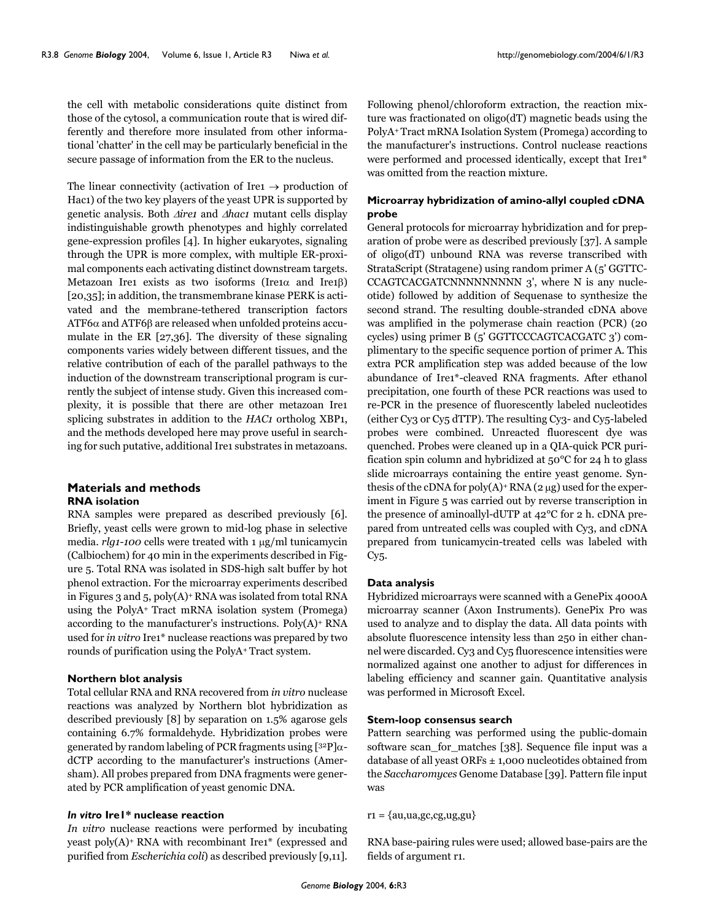the cell with metabolic considerations quite distinct from those of the cytosol, a communication route that is wired differently and therefore more insulated from other informational 'chatter' in the cell may be particularly beneficial in the secure passage of information from the ER to the nucleus.

The linear connectivity (activation of Ire1 → production of Hac1) of the two key players of the yeast UPR is supported by genetic analysis. Both *Δire1* and *Δhac1* mutant cells display indistinguishable growth phenotypes and highly correlated gene-expression profiles [4]. In higher eukaryotes, signaling through the UPR is more complex, with multiple ER-proximal components each activating distinct downstream targets. Metazoan Ire1 exists as two isoforms (Ire1α and Ire1β) [20,35]; in addition, the transmembrane kinase PERK is activated and the membrane-tethered transcription factors ATF6α and ATF6β are released when unfolded proteins accumulate in the ER [27,36]. The diversity of these signaling components varies widely between different tissues, and the relative contribution of each of the parallel pathways to the induction of the downstream transcriptional program is currently the subject of intense study. Given this increased complexity, it is possible that there are other metazoan Ire1 splicing substrates in addition to the *HAC1* ortholog XBP1, and the methods developed here may prove useful in searching for such putative, additional Ire1 substrates in metazoans.

## Materials and methods

### RNA isolation

RNA samples were prepared as described previously [6]. Briefly, yeast cells were grown to mid-log phase in selective media. *rlg1-100* cells were treated with 1 μg/ml tunicamycin (Calbiochem) for 40 min in the experiments described in Figure 5. Total RNA was isolated in SDS-high salt buffer by hot phenol extraction. For the microarray experiments described in Figures 3 and 5, poly(A)+ RNA was isolated from total RNA using the PolyA+ Tract mRNA isolation system (Promega) according to the manufacturer's instructions. Poly(A)+ RNA used for *in vitro* Ire1* nuclease reactions was prepared by two rounds of purification using the PolyA+ Tract system.

### Northern blot analysis

Total cellular RNA and RNA recovered from *in vitro* nuclease reactions was analyzed by Northern blot hybridization as described previously [8] by separation on 1.5% agarose gels containing 6.7% formaldehyde. Hybridization probes were generated by random labeling of PCR fragments using [$^{32}$P]α-dCTP according to the manufacturer's instructions (Amersham). All probes prepared from DNA fragments were generated by PCR amplification of yeast genomic DNA.

### *In vitro* Ire1* nuclease reaction

*In vitro* nuclease reactions were performed by incubating yeast poly(A)+ RNA with recombinant Ire1* (expressed and purified from *Escherichia coli*) as described previously [9,11]. Following phenol/chloroform extraction, the reaction mixture was fractionated on oligo(dT) magnetic beads using the PolyA+ Tract mRNA Isolation System (Promega) according to the manufacturer's instructions. Control nuclease reactions were performed and processed identically, except that Ire1* was omitted from the reaction mixture.

### Microarray hybridization of amino-allyl coupled cDNA probe

General protocols for microarray hybridization and for preparation of probe were as described previously [37]. A sample of oligo(dT) unbound RNA was reverse transcribed with StrataScript (Stratagene) using random primer A (5' GGTTCCCAGTCACGATCNNNNNNNNN 3', where N is any nucleotide) followed by addition of Sequenase to synthesize the second strand. The resulting double-stranded cDNA above was amplified in the polymerase chain reaction (PCR) (20 cycles) using primer B (5' GGTTCCCAGTCACGATC 3') complimentary to the specific sequence portion of primer A. This extra PCR amplification step was added because of the low abundance of Ire1*-cleaved RNA fragments. After ethanol precipitation, one fourth of these PCR reactions was used to re-PCR in the presence of fluorescently labeled nucleotides (either Cy3 or Cy5 dTTP). The resulting Cy3- and Cy5-labeled probes were combined. Unreacted fluorescent dye was quenched. Probes were cleaned up in a QIA-quick PCR purification spin column and hybridized at 50°C for 24 h to glass slide microarrays containing the entire yeast genome. Synthesis of the cDNA for poly(A)+ RNA (2 μg) used for the experiment in Figure 5 was carried out by reverse transcription in the presence of aminoallyl-dUTP at 42°C for 2 h. cDNA prepared from untreated cells was coupled with Cy3, and cDNA prepared from tunicamycin-treated cells was labeled with Cy5.

### Data analysis

Hybridized microarrays were scanned with a GenePix 4000A microarray scanner (Axon Instruments). GenePix Pro was used to analyze and to display the data. All data points with absolute fluorescence intensity less than 250 in either channel were discarded. Cy3 and Cy5 fluorescence intensities were normalized against one another to adjust for differences in labeling efficiency and scanner gain. Quantitative analysis was performed in Microsoft Excel.

### Stem-loop consensus search

Pattern searching was performed using the public-domain software scan_for_matches [38]. Sequence file input was a database of all yeast ORFs ± 1,000 nucleotides obtained from the *Saccharomyces* Genome Database [39]. Pattern file input was

r1 = {au,ua,gc,cg,ug,gu}

RNA base-pairing rules were used; allowed base-pairs are the fields of argument r1.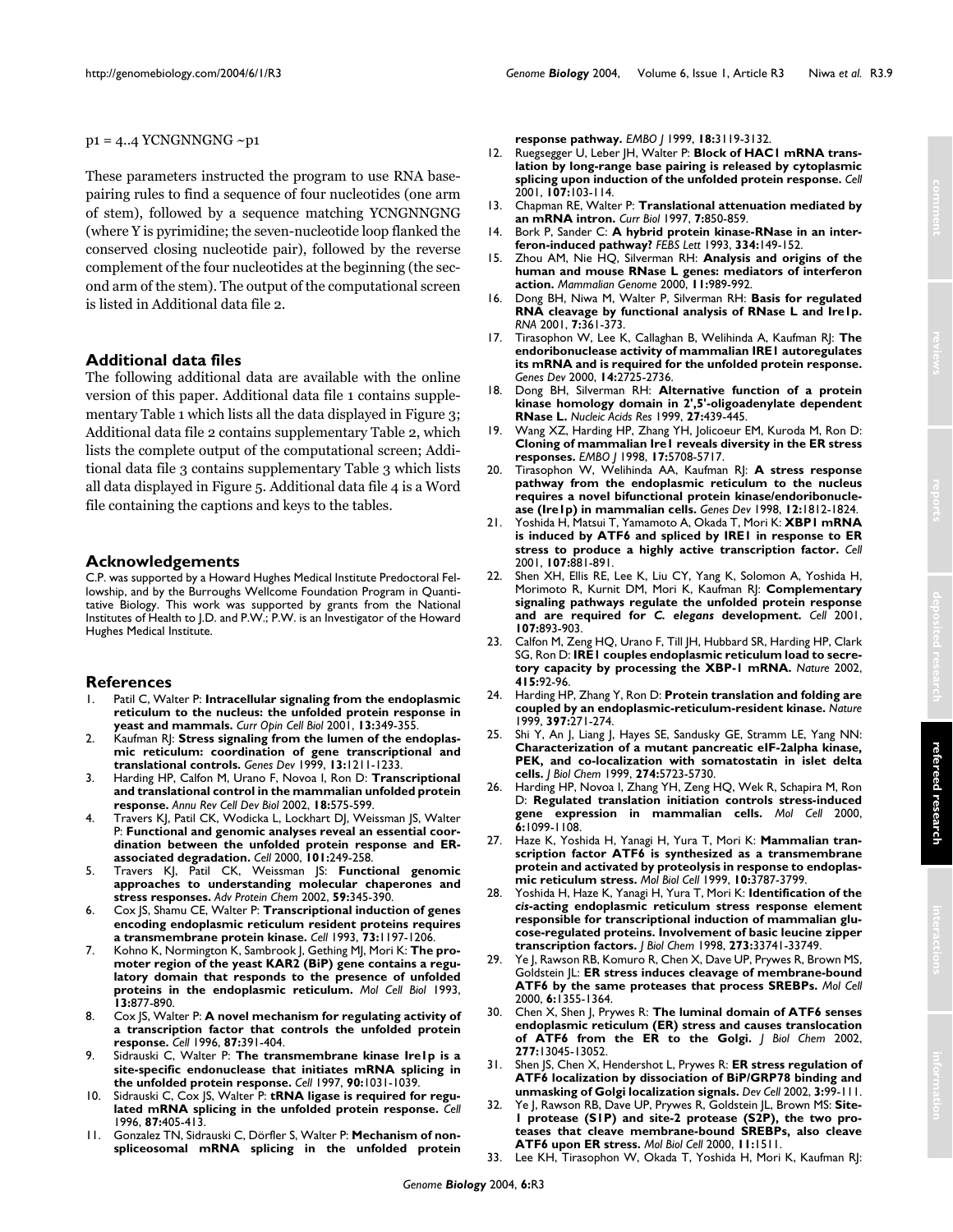p1 = 4..4 YCNGNNGNG ~p1

These parameters instructed the program to use RNA base-pairing rules to find a sequence of four nucleotides (one arm of stem), followed by a sequence matching YCNGNNGNG (where Y is pyrimidine; the seven-nucleotide loop flanked the conserved closing nucleotide pair), followed by the reverse complement of the four nucleotides at the beginning (the second arm of the stem). The output of the computational screen is listed in Additional data file 2.

## Additional data files

The following additional data are available with the online version of this paper. Additional data file 1 contains supplementary Table 1 which lists all the data displayed in Figure 3; Additional data file 2 contains supplementary Table 2, which lists the complete output of the computational screen; Additional data file 3 contains supplementary Table 3 which lists all data displayed in Figure 5. Additional data file 4 is a Word file containing the captions and keys to the tables.

## Acknowledgements

C.P. was supported by a Howard Hughes Medical Institute Predoctoral Fellowship, and by the Burroughs Wellcome Foundation Program in Quantitative Biology. This work was supported by grants from the National Institutes of Health to J.D. and P.W.; P.W. is an Investigator of the Howard Hughes Medical Institute.

## References

1. Patil C, Walter P: **Intracellular signaling from the endoplasmic reticulum to the nucleus: the unfolded protein response in yeast and mammals.** *Curr Opin Cell Biol* 2001, **13:**349-355.
2. Kaufman RJ: **Stress signaling from the lumen of the endoplasmic reticulum: coordination of gene transcriptional and translational controls.** *Genes Dev* 1999, **13:**1211-1233.
3. Harding HP, Calfon M, Urano F, Novoa I, Ron D: **Transcriptional and translational control in the mammalian unfolded protein response.** *Annu Rev Cell Dev Biol* 2002, **18:**575-599.
4. Travers KJ, Patil CK, Wodicka L, Lockhart DJ, Weissman JS, Walter P: **Functional and genomic analyses reveal an essential coordination between the unfolded protein response and ER-associated degradation.** *Cell* 2000, **101:**249-258.
5. Travers KJ, Patil CK, Weissman JS: **Functional genomic approaches to understanding molecular chaperones and stress responses.** *Adv Protein Chem* 2002, **59:**345-390.
6. Cox JS, Shamu CE, Walter P: **Transcriptional induction of genes encoding endoplasmic reticulum resident proteins requires a transmembrane protein kinase.** *Cell* 1993, **73:**1197-1206.
7. Kohno K, Normington K, Sambrook J, Gething MJ, Mori K: **The promoter region of the yeast KAR2 (BiP) gene contains a regulatory domain that responds to the presence of unfolded proteins in the endoplasmic reticulum.** *Mol Cell Biol* 1993, **13:**877-890.
8. Cox JS, Walter P: **A novel mechanism for regulating activity of a transcription factor that controls the unfolded protein response.** *Cell* 1996, **87:**391-404.
9. Sidrauski C, Walter P: **The transmembrane kinase Ire1p is a site-specific endonuclease that initiates mRNA splicing in the unfolded protein response.** *Cell* 1997, **90:**1031-1039.
10. Sidrauski C, Cox JS, Walter P: **tRNA ligase is required for regulated mRNA splicing in the unfolded protein response.** *Cell* 1996, **87:**405-413.
11. Gonzalez TN, Sidrauski C, Dörfler S, Walter P: **Mechanism of non-spliceosomal mRNA splicing in the unfolded protein response pathway.** *EMBO J* 1999, **18:**3119-3132.
12. Ruegsegger U, Leber JH, Walter P: **Block of HAC1 mRNA translation by long-range base pairing is released by cytoplasmic splicing upon induction of the unfolded protein response.** *Cell* 2001, **107:**103-114.
13. Chapman RE, Walter P: **Translational attenuation mediated by an mRNA intron.** *Curr Biol* 1997, **7:**850-859.
14. Bork P, Sander C: **A hybrid protein kinase-RNase in an interferon-induced pathway?** *FEBS Lett* 1993, **334:**149-152.
15. Zhou AM, Nie HQ, Silverman RH: **Analysis and origins of the human and mouse RNase L genes: mediators of interferon action.** *Mammalian Genome* 2000, **11:**989-992.
16. Dong BH, Niwa M, Walter P, Silverman RH: **Basis for regulated RNA cleavage by functional analysis of RNase L and Ire1p.** *RNA* 2001, **7:**361-373.
17. Tirasophon W, Lee K, Callaghan B, Welihinda A, Kaufman RJ: **The endoribonuclease activity of mammalian IRE1 autoregulates its mRNA and is required for the unfolded protein response.** *Genes Dev* 2000, **14:**2725-2736.
18. Dong BH, Silverman RH: **Alternative function of a protein kinase homology domain in 2',5'-oligoadenylate dependent RNase L.** *Nucleic Acids Res* 1999, **27:**439-445.
19. Wang XZ, Harding HP, Zhang YH, Jolicoeur EM, Kuroda M, Ron D: **Cloning of mammalian Ire1 reveals diversity in the ER stress responses.** *EMBO J* 1998, **17:**5708-5717.
20. Tirasophon W, Welihinda AA, Kaufman RJ: **A stress response pathway from the endoplasmic reticulum to the nucleus requires a novel bifunctional protein kinase/endoribonuclease (Ire1p) in mammalian cells.** *Genes Dev* 1998, **12:**1812-1824.
21. Yoshida H, Matsui T, Yamamoto A, Okada T, Mori K: **XBP1 mRNA is induced by ATF6 and spliced by IRE1 in response to ER stress to produce a highly active transcription factor.** *Cell* 2001, **107:**881-891.
22. Shen XH, Ellis RE, Lee K, Liu CY, Yang K, Solomon A, Yoshida H, Morimoto R, Kurnit DM, Mori K, Kaufman RJ: **Complementary signaling pathways regulate the unfolded protein response and are required for *C. elegans* development.** *Cell* 2001, **107:**893-903.
23. Calfon M, Zeng HQ, Urano F, Till JH, Hubbard SR, Harding HP, Clark SG, Ron D: **IRE1 couples endoplasmic reticulum load to secretory capacity by processing the XBP-1 mRNA.** *Nature* 2002, **415:**92-96.
24. Harding HP, Zhang Y, Ron D: **Protein translation and folding are coupled by an endoplasmic-reticulum-resident kinase.** *Nature* 1999, **397:**271-274.
25. Shi Y, An J, Liang J, Hayes SE, Sandusky GE, Stramm LE, Yang NN: **Characterization of a mutant pancreatic eIF-2alpha kinase, PEK, and co-localization with somatostatin in islet delta cells.** *J Biol Chem* 1999, **274:**5723-5730.
26. Harding HP, Novoa I, Zhang YH, Zeng HQ, Wek R, Schapira M, Ron D: **Regulated translation initiation controls stress-induced gene expression in mammalian cells.** *Mol Cell* 2000, **6:**1099-1108.
27. Haze K, Yoshida H, Yanagi H, Yura T, Mori K: **Mammalian transcription factor ATF6 is synthesized as a transmembrane protein and activated by proteolysis in response to endoplasmic reticulum stress.** *Mol Biol Cell* 1999, **10:**3787-3799.
28. Yoshida H, Haze K, Yanagi H, Yura T, Mori K: **Identification of the *cis*-acting endoplasmic reticulum stress response element responsible for transcriptional induction of mammalian glucose-regulated proteins. Involvement of basic leucine zipper transcription factors.** *J Biol Chem* 1998, **273:**33741-33749.
29. Ye J, Rawson RB, Komuro R, Chen X, Dave UP, Prywes R, Brown MS, Goldstein JL: **ER stress induces cleavage of membrane-bound ATF6 by the same proteases that process SREBPs.** *Mol Cell* 2000, **6:**1355-1364.
30. Chen X, Shen J, Prywes R: **The luminal domain of ATF6 senses endoplasmic reticulum (ER) stress and causes translocation of ATF6 from the ER to the Golgi.** *J Biol Chem* 2002, **277:**13045-13052.
31. Shen JS, Chen X, Hendershot L, Prywes R: **ER stress regulation of ATF6 localization by dissociation of BiP/GRP78 binding and unmasking of Golgi localization signals.** *Dev Cell* 2002, **3:**99-111.
32. Ye J, Rawson RB, Dave UP, Prywes R, Goldstein JL, Brown MS: **Site-1 protease (S1P) and site-2 protease (S2P), the two proteases that cleave membrane-bound SREBPs, also cleave ATF6 upon ER stress.** *Mol Biol Cell* 2000, **11:**1511.
33. Lee KH, Tirasophon W, Okada T, Yoshida H, Mori K, Kaufman RJ: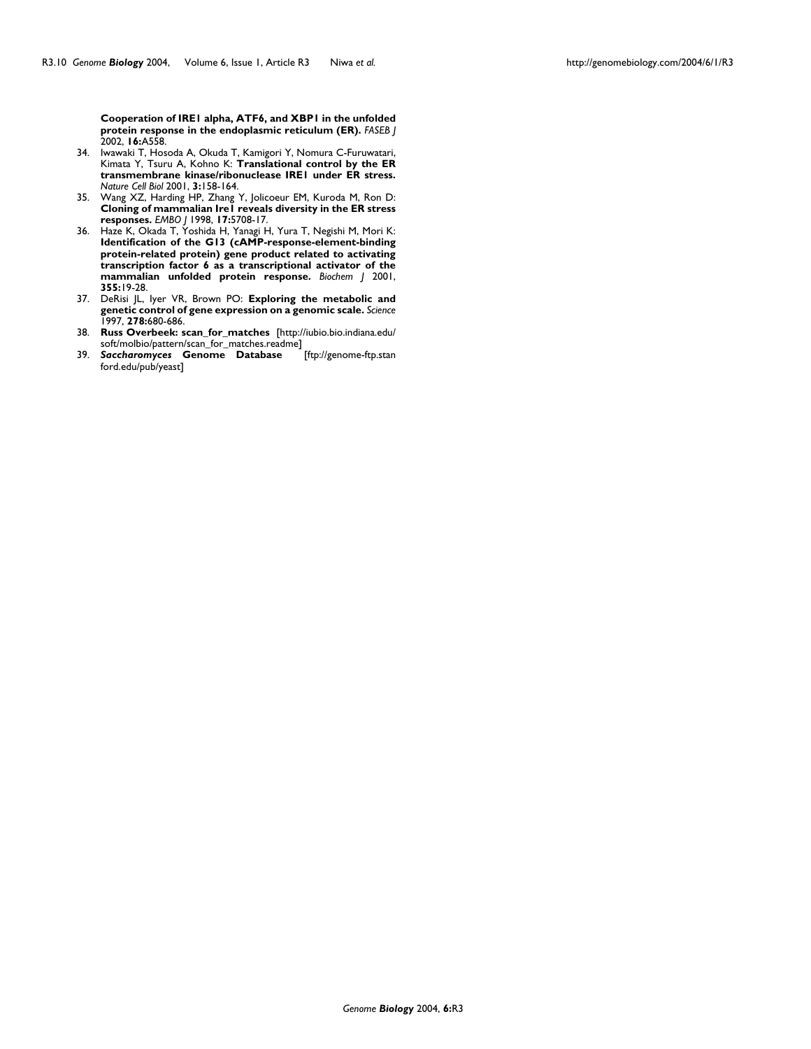**Cooperation of IRE1 alpha, ATF6, and XBP1 in the unfolded protein response in the endoplasmic reticulum (ER).** *FASEB J* 2002, **16:**A558.

34. Iwawaki T, Hosoda A, Okuda T, Kamigori Y, Nomura C-Furuwatari, Kimata Y, Tsuru A, Kohno K: **Translational control by the ER transmembrane kinase/ribonuclease IRE1 under ER stress.** *Nature Cell Biol* 2001, **3:**158-164.
35. Wang XZ, Harding HP, Zhang Y, Jolicoeur EM, Kuroda M, Ron D: **Cloning of mammalian Ire1 reveals diversity in the ER stress responses.** *EMBO J* 1998, **17:**5708-17.
36. Haze K, Okada T, Yoshida H, Yanagi H, Yura T, Negishi M, Mori K: **Identification of the G13 (cAMP-response-element-binding protein-related protein) gene product related to activating transcription factor 6 as a transcriptional activator of the mammalian unfolded protein response.** *Biochem J* 2001, **355:**19-28.
37. DeRisi JL, Iyer VR, Brown PO: **Exploring the metabolic and genetic control of gene expression on a genomic scale.** *Science* 1997, **278:**680-686.
38. **Russ Overbeek: scan_for_matches** [http://iubio.bio.indiana.edu/soft/molbio/pattern/scan_for_matches.readme]
39. ***Saccharomyces* Genome Database** [ftp://genome-ftp.stanford.edu/pub/yeast]